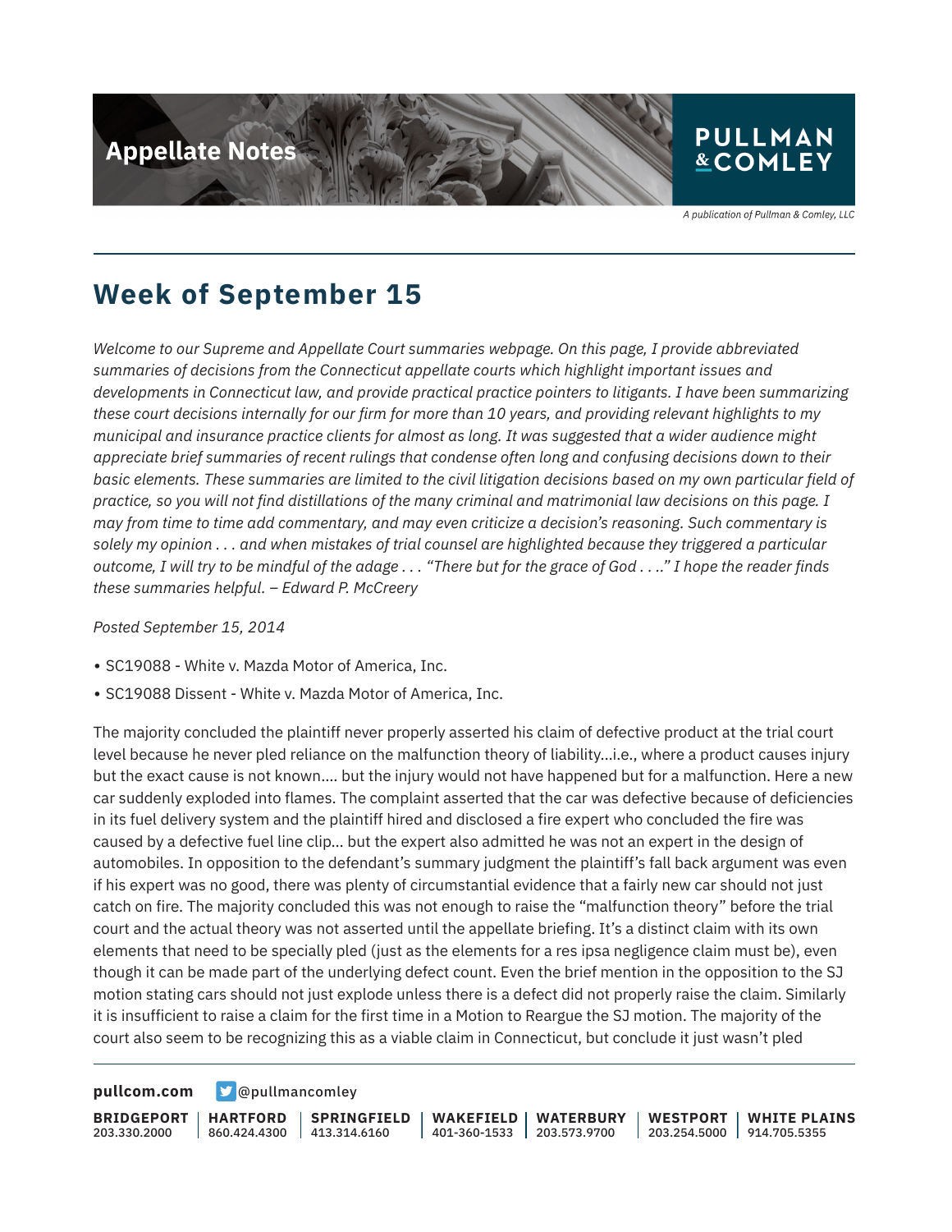# Appellate Notes

PULLMAN & COMLEY

*A publication of Pullman & Comley, LLC*

## Week of September 15

*Welcome to our Supreme and Appellate Court summaries webpage. On this page, I provide abbreviated summaries of decisions from the Connecticut appellate courts which highlight important issues and developments in Connecticut law, and provide practical practice pointers to litigants. I have been summarizing these court decisions internally for our firm for more than 10 years, and providing relevant highlights to my municipal and insurance practice clients for almost as long. It was suggested that a wider audience might appreciate brief summaries of recent rulings that condense often long and confusing decisions down to their basic elements. These summaries are limited to the civil litigation decisions based on my own particular field of practice, so you will not find distillations of the many criminal and matrimonial law decisions on this page. I may from time to time add commentary, and may even criticize a decision's reasoning. Such commentary is solely my opinion . . . and when mistakes of trial counsel are highlighted because they triggered a particular outcome, I will try to be mindful of the adage . . . "There but for the grace of God . . .." I hope the reader finds these summaries helpful. – Edward P. McCreery*

*Posted September 15, 2014*

- SC19088 - White v. Mazda Motor of America, Inc.
- SC19088 Dissent - White v. Mazda Motor of America, Inc.

The majority concluded the plaintiff never properly asserted his claim of defective product at the trial court level because he never pled reliance on the malfunction theory of liability...i.e., where a product causes injury but the exact cause is not known.... but the injury would not have happened but for a malfunction. Here a new car suddenly exploded into flames. The complaint asserted that the car was defective because of deficiencies in its fuel delivery system and the plaintiff hired and disclosed a fire expert who concluded the fire was caused by a defective fuel line clip... but the expert also admitted he was not an expert in the design of automobiles. In opposition to the defendant's summary judgment the plaintiff's fall back argument was even if his expert was no good, there was plenty of circumstantial evidence that a fairly new car should not just catch on fire. The majority concluded this was not enough to raise the "malfunction theory" before the trial court and the actual theory was not asserted until the appellate briefing. It's a distinct claim with its own elements that need to be specially pled (just as the elements for a res ipsa negligence claim must be), even though it can be made part of the underlying defect count. Even the brief mention in the opposition to the SJ motion stating cars should not just explode unless there is a defect did not properly raise the claim. Similarly it is insufficient to raise a claim for the first time in a Motion to Reargue the SJ motion. The majority of the court also seem to be recognizing this as a viable claim in Connecticut, but conclude it just wasn't pled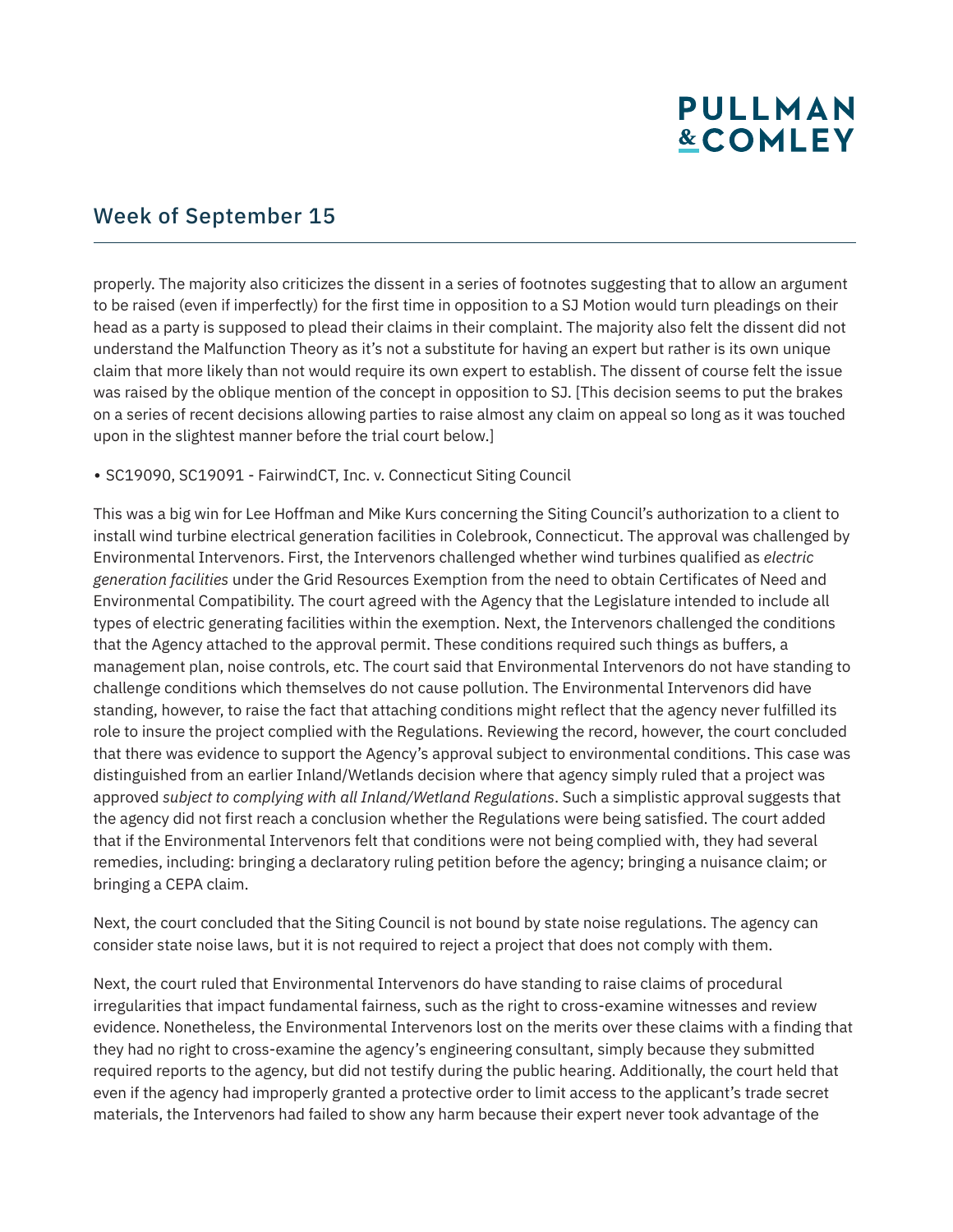properly. The majority also criticizes the dissent in a series of footnotes suggesting that to allow an argument to be raised (even if imperfectly) for the first time in opposition to a SJ Motion would turn pleadings on their head as a party is supposed to plead their claims in their complaint. The majority also felt the dissent did not understand the Malfunction Theory as it's not a substitute for having an expert but rather is its own unique claim that more likely than not would require its own expert to establish. The dissent of course felt the issue was raised by the oblique mention of the concept in opposition to SJ. [This decision seems to put the brakes on a series of recent decisions allowing parties to raise almost any claim on appeal so long as it was touched upon in the slightest manner before the trial court below.]

- SC19090, SC19091 - FairwindCT, Inc. v. Connecticut Siting Council

This was a big win for Lee Hoffman and Mike Kurs concerning the Siting Council's authorization to a client to install wind turbine electrical generation facilities in Colebrook, Connecticut. The approval was challenged by Environmental Intervenors. First, the Intervenors challenged whether wind turbines qualified as *electric generation facilities* under the Grid Resources Exemption from the need to obtain Certificates of Need and Environmental Compatibility. The court agreed with the Agency that the Legislature intended to include all types of electric generating facilities within the exemption. Next, the Intervenors challenged the conditions that the Agency attached to the approval permit. These conditions required such things as buffers, a management plan, noise controls, etc. The court said that Environmental Intervenors do not have standing to challenge conditions which themselves do not cause pollution. The Environmental Intervenors did have standing, however, to raise the fact that attaching conditions might reflect that the agency never fulfilled its role to insure the project complied with the Regulations. Reviewing the record, however, the court concluded that there was evidence to support the Agency's approval subject to environmental conditions. This case was distinguished from an earlier Inland/Wetlands decision where that agency simply ruled that a project was approved *subject to complying with all Inland/Wetland Regulations*. Such a simplistic approval suggests that the agency did not first reach a conclusion whether the Regulations were being satisfied. The court added that if the Environmental Intervenors felt that conditions were not being complied with, they had several remedies, including: bringing a declaratory ruling petition before the agency; bringing a nuisance claim; or bringing a CEPA claim.

Next, the court concluded that the Siting Council is not bound by state noise regulations. The agency can consider state noise laws, but it is not required to reject a project that does not comply with them.

Next, the court ruled that Environmental Intervenors do have standing to raise claims of procedural irregularities that impact fundamental fairness, such as the right to cross-examine witnesses and review evidence. Nonetheless, the Environmental Intervenors lost on the merits over these claims with a finding that they had no right to cross-examine the agency's engineering consultant, simply because they submitted required reports to the agency, but did not testify during the public hearing. Additionally, the court held that even if the agency had improperly granted a protective order to limit access to the applicant's trade secret materials, the Intervenors had failed to show any harm because their expert never took advantage of the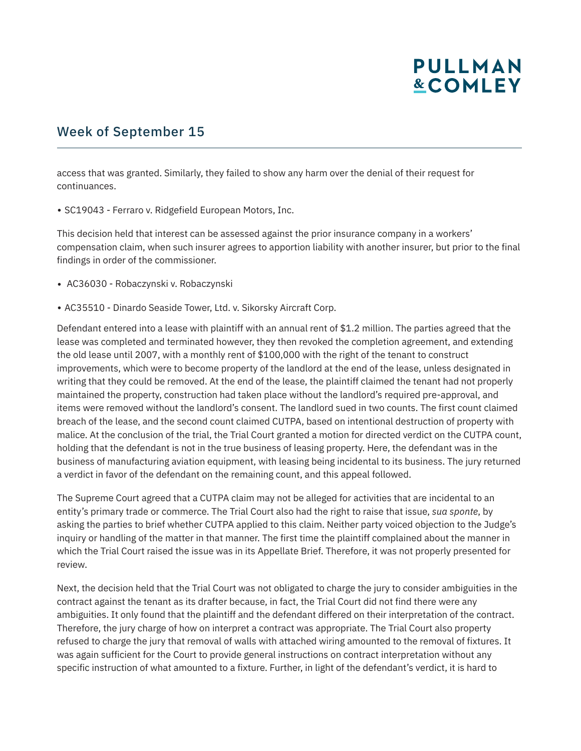access that was granted. Similarly, they failed to show any harm over the denial of their request for continuances.

- SC19043 - Ferraro v. Ridgefield European Motors, Inc.

This decision held that interest can be assessed against the prior insurance company in a workers' compensation claim, when such insurer agrees to apportion liability with another insurer, but prior to the final findings in order of the commissioner.

- AC36030 - Robaczynski v. Robaczynski
- AC35510 - Dinardo Seaside Tower, Ltd. v. Sikorsky Aircraft Corp.

Defendant entered into a lease with plaintiff with an annual rent of $1.2 million. The parties agreed that the lease was completed and terminated however, they then revoked the completion agreement, and extending the old lease until 2007, with a monthly rent of $100,000 with the right of the tenant to construct improvements, which were to become property of the landlord at the end of the lease, unless designated in writing that they could be removed. At the end of the lease, the plaintiff claimed the tenant had not properly maintained the property, construction had taken place without the landlord's required pre-approval, and items were removed without the landlord's consent. The landlord sued in two counts. The first count claimed breach of the lease, and the second count claimed CUTPA, based on intentional destruction of property with malice. At the conclusion of the trial, the Trial Court granted a motion for directed verdict on the CUTPA count, holding that the defendant is not in the true business of leasing property. Here, the defendant was in the business of manufacturing aviation equipment, with leasing being incidental to its business. The jury returned a verdict in favor of the defendant on the remaining count, and this appeal followed.

The Supreme Court agreed that a CUTPA claim may not be alleged for activities that are incidental to an entity's primary trade or commerce. The Trial Court also had the right to raise that issue, *sua sponte*, by asking the parties to brief whether CUTPA applied to this claim. Neither party voiced objection to the Judge's inquiry or handling of the matter in that manner. The first time the plaintiff complained about the manner in which the Trial Court raised the issue was in its Appellate Brief. Therefore, it was not properly presented for review.

Next, the decision held that the Trial Court was not obligated to charge the jury to consider ambiguities in the contract against the tenant as its drafter because, in fact, the Trial Court did not find there were any ambiguities. It only found that the plaintiff and the defendant differed on their interpretation of the contract. Therefore, the jury charge of how on interpret a contract was appropriate. The Trial Court also property refused to charge the jury that removal of walls with attached wiring amounted to the removal of fixtures. It was again sufficient for the Court to provide general instructions on contract interpretation without any specific instruction of what amounted to a fixture. Further, in light of the defendant's verdict, it is hard to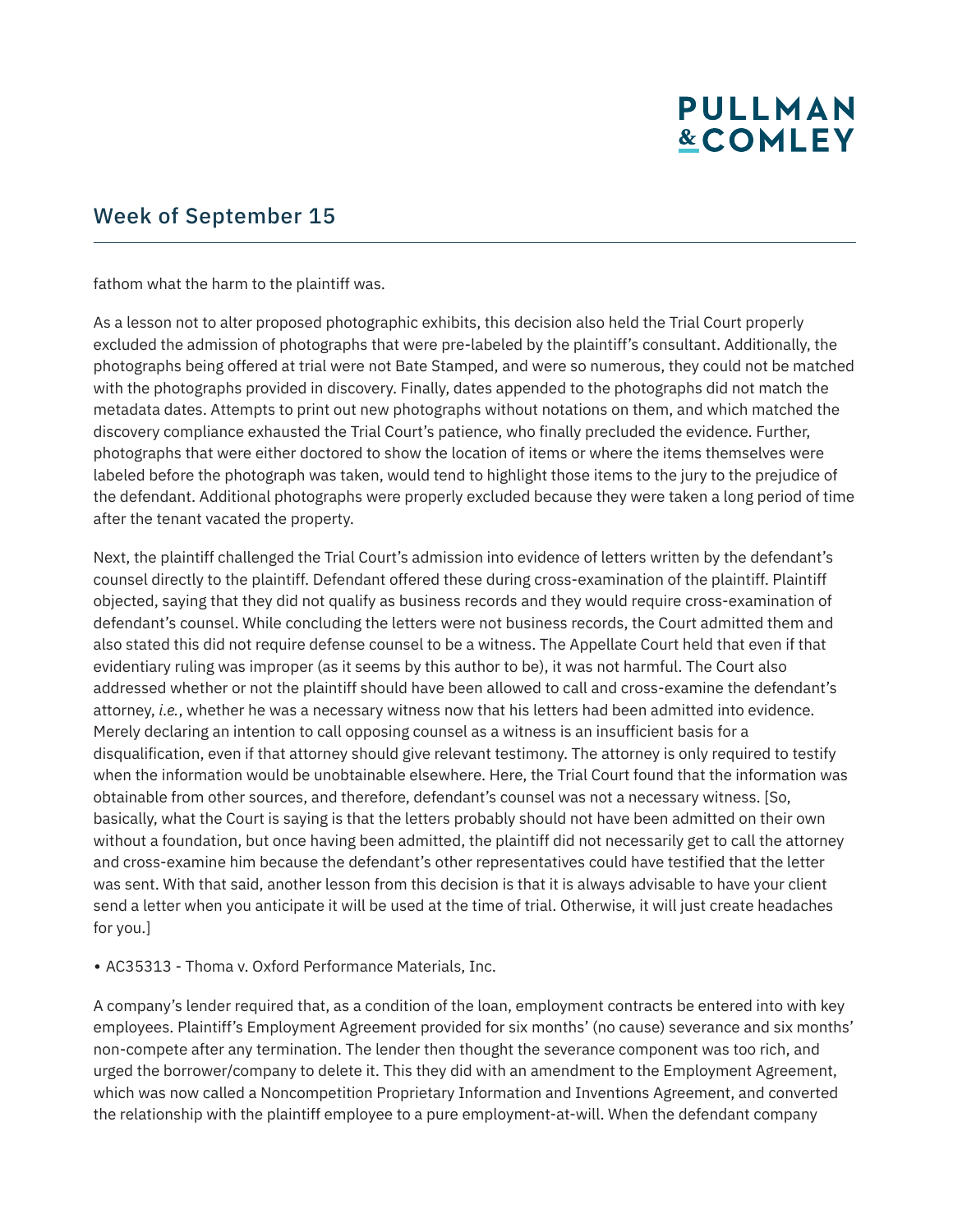fathom what the harm to the plaintiff was.

As a lesson not to alter proposed photographic exhibits, this decision also held the Trial Court properly excluded the admission of photographs that were pre-labeled by the plaintiff's consultant. Additionally, the photographs being offered at trial were not Bate Stamped, and were so numerous, they could not be matched with the photographs provided in discovery. Finally, dates appended to the photographs did not match the metadata dates. Attempts to print out new photographs without notations on them, and which matched the discovery compliance exhausted the Trial Court's patience, who finally precluded the evidence. Further, photographs that were either doctored to show the location of items or where the items themselves were labeled before the photograph was taken, would tend to highlight those items to the jury to the prejudice of the defendant. Additional photographs were properly excluded because they were taken a long period of time after the tenant vacated the property.

Next, the plaintiff challenged the Trial Court's admission into evidence of letters written by the defendant's counsel directly to the plaintiff. Defendant offered these during cross-examination of the plaintiff. Plaintiff objected, saying that they did not qualify as business records and they would require cross-examination of defendant's counsel. While concluding the letters were not business records, the Court admitted them and also stated this did not require defense counsel to be a witness. The Appellate Court held that even if that evidentiary ruling was improper (as it seems by this author to be), it was not harmful. The Court also addressed whether or not the plaintiff should have been allowed to call and cross-examine the defendant's attorney, *i.e.*, whether he was a necessary witness now that his letters had been admitted into evidence. Merely declaring an intention to call opposing counsel as a witness is an insufficient basis for a disqualification, even if that attorney should give relevant testimony. The attorney is only required to testify when the information would be unobtainable elsewhere. Here, the Trial Court found that the information was obtainable from other sources, and therefore, defendant's counsel was not a necessary witness. [So, basically, what the Court is saying is that the letters probably should not have been admitted on their own without a foundation, but once having been admitted, the plaintiff did not necessarily get to call the attorney and cross-examine him because the defendant's other representatives could have testified that the letter was sent. With that said, another lesson from this decision is that it is always advisable to have your client send a letter when you anticipate it will be used at the time of trial. Otherwise, it will just create headaches for you.]

- AC35313 - Thoma v. Oxford Performance Materials, Inc.

A company's lender required that, as a condition of the loan, employment contracts be entered into with key employees. Plaintiff's Employment Agreement provided for six months' (no cause) severance and six months' non-compete after any termination. The lender then thought the severance component was too rich, and urged the borrower/company to delete it. This they did with an amendment to the Employment Agreement, which was now called a Noncompetition Proprietary Information and Inventions Agreement, and converted the relationship with the plaintiff employee to a pure employment-at-will. When the defendant company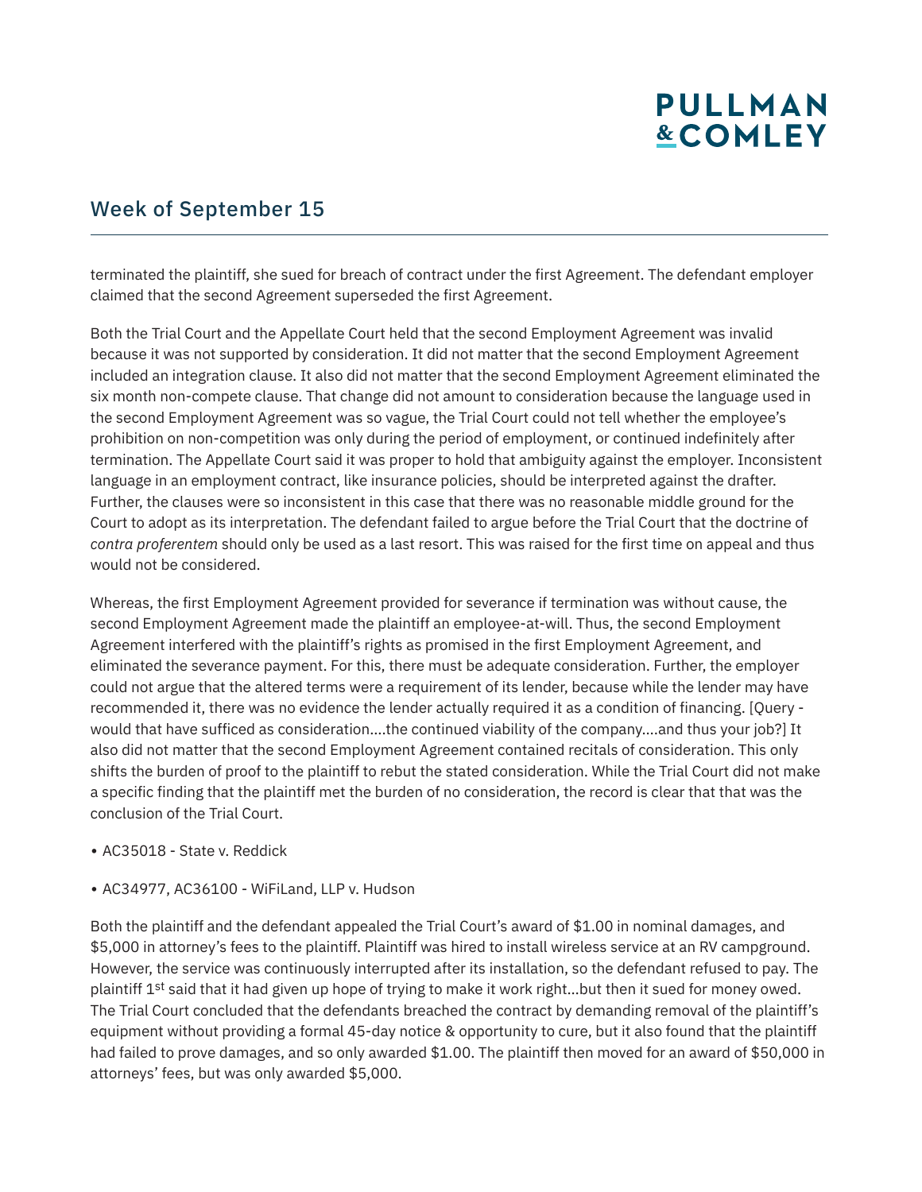terminated the plaintiff, she sued for breach of contract under the first Agreement. The defendant employer claimed that the second Agreement superseded the first Agreement.

Both the Trial Court and the Appellate Court held that the second Employment Agreement was invalid because it was not supported by consideration. It did not matter that the second Employment Agreement included an integration clause. It also did not matter that the second Employment Agreement eliminated the six month non-compete clause. That change did not amount to consideration because the language used in the second Employment Agreement was so vague, the Trial Court could not tell whether the employee's prohibition on non-competition was only during the period of employment, or continued indefinitely after termination. The Appellate Court said it was proper to hold that ambiguity against the employer. Inconsistent language in an employment contract, like insurance policies, should be interpreted against the drafter. Further, the clauses were so inconsistent in this case that there was no reasonable middle ground for the Court to adopt as its interpretation. The defendant failed to argue before the Trial Court that the doctrine of *contra proferentem* should only be used as a last resort. This was raised for the first time on appeal and thus would not be considered.

Whereas, the first Employment Agreement provided for severance if termination was without cause, the second Employment Agreement made the plaintiff an employee-at-will. Thus, the second Employment Agreement interfered with the plaintiff's rights as promised in the first Employment Agreement, and eliminated the severance payment. For this, there must be adequate consideration. Further, the employer could not argue that the altered terms were a requirement of its lender, because while the lender may have recommended it, there was no evidence the lender actually required it as a condition of financing. [Query - would that have sufficed as consideration....the continued viability of the company....and thus your job?] It also did not matter that the second Employment Agreement contained recitals of consideration. This only shifts the burden of proof to the plaintiff to rebut the stated consideration. While the Trial Court did not make a specific finding that the plaintiff met the burden of no consideration, the record is clear that that was the conclusion of the Trial Court.

- AC35018 - State v. Reddick
- AC34977, AC36100 - WiFiLand, LLP v. Hudson

Both the plaintiff and the defendant appealed the Trial Court's award of $1.00 in nominal damages, and $5,000 in attorney's fees to the plaintiff. Plaintiff was hired to install wireless service at an RV campground. However, the service was continuously interrupted after its installation, so the defendant refused to pay. The plaintiff 1st said that it had given up hope of trying to make it work right...but then it sued for money owed. The Trial Court concluded that the defendants breached the contract by demanding removal of the plaintiff's equipment without providing a formal 45-day notice & opportunity to cure, but it also found that the plaintiff had failed to prove damages, and so only awarded $1.00. The plaintiff then moved for an award of $50,000 in attorneys' fees, but was only awarded $5,000.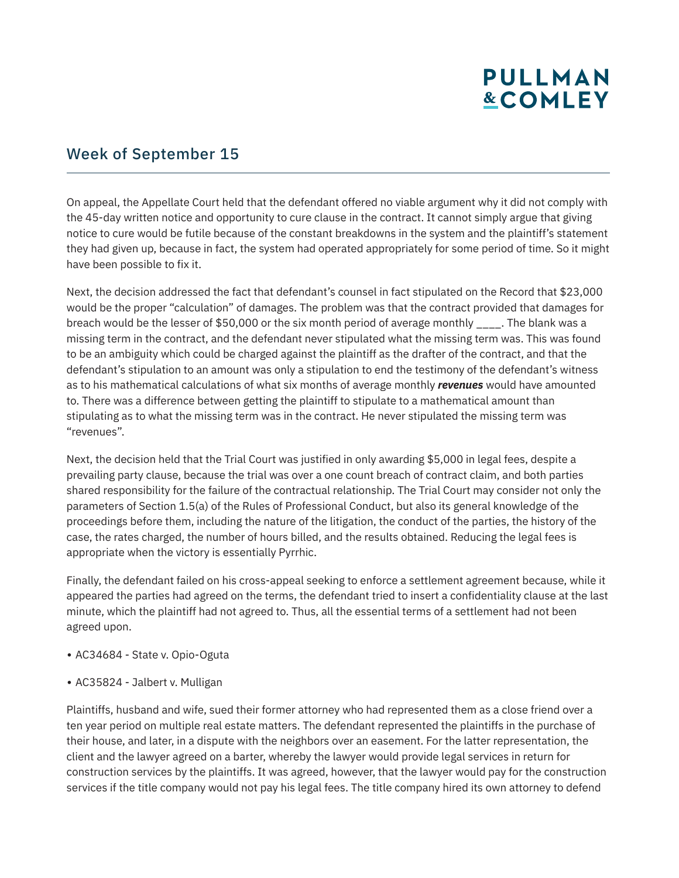## Week of September 15

On appeal, the Appellate Court held that the defendant offered no viable argument why it did not comply with the 45-day written notice and opportunity to cure clause in the contract. It cannot simply argue that giving notice to cure would be futile because of the constant breakdowns in the system and the plaintiff's statement they had given up, because in fact, the system had operated appropriately for some period of time. So it might have been possible to fix it.

Next, the decision addressed the fact that defendant's counsel in fact stipulated on the Record that $23,000 would be the proper "calculation" of damages. The problem was that the contract provided that damages for breach would be the lesser of $50,000 or the six month period of average monthly ____. The blank was a missing term in the contract, and the defendant never stipulated what the missing term was. This was found to be an ambiguity which could be charged against the plaintiff as the drafter of the contract, and that the defendant's stipulation to an amount was only a stipulation to end the testimony of the defendant's witness as to his mathematical calculations of what six months of average monthly ***revenues*** would have amounted to. There was a difference between getting the plaintiff to stipulate to a mathematical amount than stipulating as to what the missing term was in the contract. He never stipulated the missing term was "revenues".

Next, the decision held that the Trial Court was justified in only awarding $5,000 in legal fees, despite a prevailing party clause, because the trial was over a one count breach of contract claim, and both parties shared responsibility for the failure of the contractual relationship. The Trial Court may consider not only the parameters of Section 1.5(a) of the Rules of Professional Conduct, but also its general knowledge of the proceedings before them, including the nature of the litigation, the conduct of the parties, the history of the case, the rates charged, the number of hours billed, and the results obtained. Reducing the legal fees is appropriate when the victory is essentially Pyrrhic.

Finally, the defendant failed on his cross-appeal seeking to enforce a settlement agreement because, while it appeared the parties had agreed on the terms, the defendant tried to insert a confidentiality clause at the last minute, which the plaintiff had not agreed to. Thus, all the essential terms of a settlement had not been agreed upon.

- AC34684 - State v. Opio-Oguta
- AC35824 - Jalbert v. Mulligan

Plaintiffs, husband and wife, sued their former attorney who had represented them as a close friend over a ten year period on multiple real estate matters. The defendant represented the plaintiffs in the purchase of their house, and later, in a dispute with the neighbors over an easement. For the latter representation, the client and the lawyer agreed on a barter, whereby the lawyer would provide legal services in return for construction services by the plaintiffs. It was agreed, however, that the lawyer would pay for the construction services if the title company would not pay his legal fees. The title company hired its own attorney to defend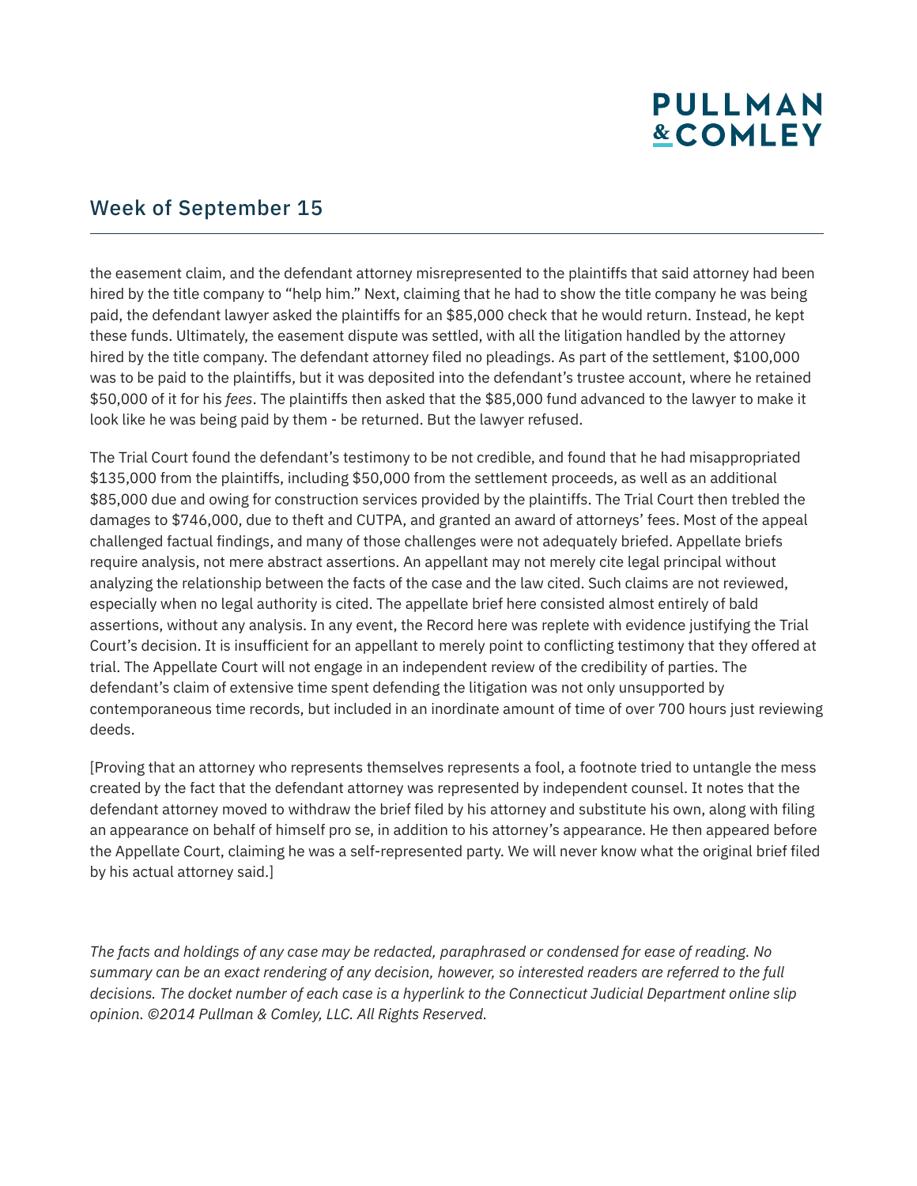the easement claim, and the defendant attorney misrepresented to the plaintiffs that said attorney had been hired by the title company to "help him." Next, claiming that he had to show the title company he was being paid, the defendant lawyer asked the plaintiffs for an $85,000 check that he would return. Instead, he kept these funds. Ultimately, the easement dispute was settled, with all the litigation handled by the attorney hired by the title company. The defendant attorney filed no pleadings. As part of the settlement, $100,000 was to be paid to the plaintiffs, but it was deposited into the defendant's trustee account, where he retained $50,000 of it for his *fees*. The plaintiffs then asked that the $85,000 fund advanced to the lawyer to make it look like he was being paid by them - be returned. But the lawyer refused.

The Trial Court found the defendant's testimony to be not credible, and found that he had misappropriated $135,000 from the plaintiffs, including $50,000 from the settlement proceeds, as well as an additional $85,000 due and owing for construction services provided by the plaintiffs. The Trial Court then trebled the damages to $746,000, due to theft and CUTPA, and granted an award of attorneys' fees. Most of the appeal challenged factual findings, and many of those challenges were not adequately briefed. Appellate briefs require analysis, not mere abstract assertions. An appellant may not merely cite legal principal without analyzing the relationship between the facts of the case and the law cited. Such claims are not reviewed, especially when no legal authority is cited. The appellate brief here consisted almost entirely of bald assertions, without any analysis. In any event, the Record here was replete with evidence justifying the Trial Court's decision. It is insufficient for an appellant to merely point to conflicting testimony that they offered at trial. The Appellate Court will not engage in an independent review of the credibility of parties. The defendant's claim of extensive time spent defending the litigation was not only unsupported by contemporaneous time records, but included in an inordinate amount of time of over 700 hours just reviewing deeds.

[Proving that an attorney who represents themselves represents a fool, a footnote tried to untangle the mess created by the fact that the defendant attorney was represented by independent counsel. It notes that the defendant attorney moved to withdraw the brief filed by his attorney and substitute his own, along with filing an appearance on behalf of himself pro se, in addition to his attorney's appearance. He then appeared before the Appellate Court, claiming he was a self-represented party. We will never know what the original brief filed by his actual attorney said.]

*The facts and holdings of any case may be redacted, paraphrased or condensed for ease of reading. No summary can be an exact rendering of any decision, however, so interested readers are referred to the full decisions. The docket number of each case is a hyperlink to the Connecticut Judicial Department online slip opinion. ©2014 Pullman & Comley, LLC. All Rights Reserved.*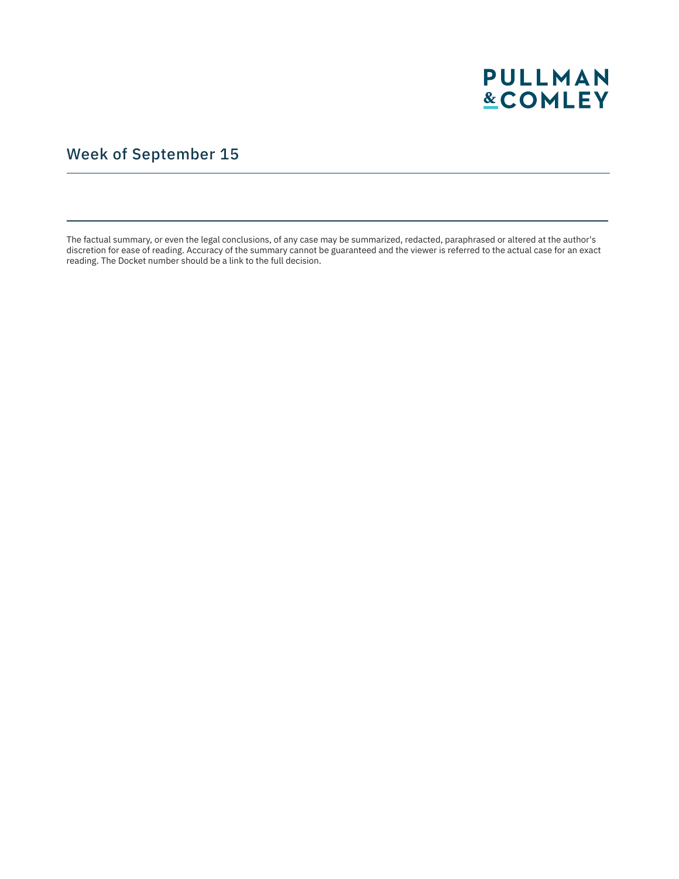PULLMAN & COMLEY

## Week of September 15

---

The factual summary, or even the legal conclusions, of any case may be summarized, redacted, paraphrased or altered at the author's discretion for ease of reading. Accuracy of the summary cannot be guaranteed and the viewer is referred to the actual case for an exact reading. The Docket number should be a link to the full decision.